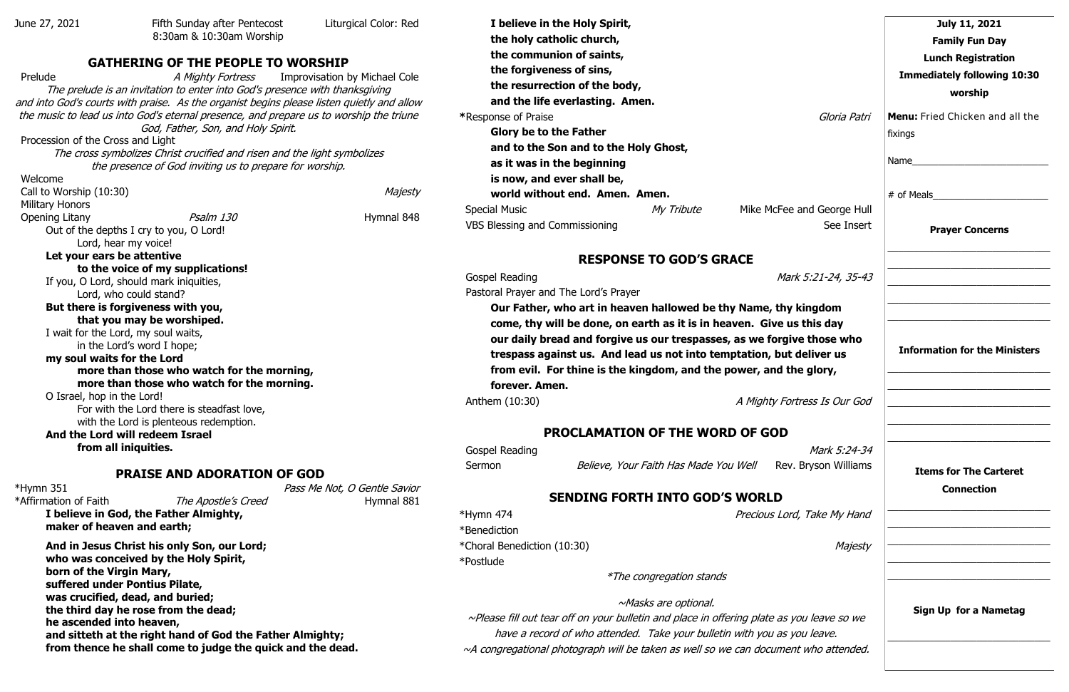June 27, 2021 Fifth Sunday after Pentecost 8:30am & 10:30am Worship Liturgical Color: Red

## GATHERING OF THE PEOPLE TO WORSHIP

Prelude *A Mighty Fortress* Improvisation by Michael Cole

*The prelude is an invitation to enter into God's presence with thanksgiving and into God's courts with praise. As the organist begins please listen quietly and allow the music to lead us into God's eternal presence, and prepare us to worship the triune God, Father, Son, and Holy Spirit.*

Procession of the Cross and Light

*The cross symbolizes Christ crucified and risen and the light symbolizes the presence of God inviting us to prepare for worship.*

Welcome

Call to Worship (10:30) *Majesty*

Military Honors

Opening Litany *Psalm 130* Hymnal 848

Out of the depths I cry to you, O Lord!
Lord, hear my voice!
**Let your ears be attentive**
**to the voice of my supplications!**
If you, O Lord, should mark iniquities,
Lord, who could stand?
**But there is forgiveness with you,**
**that you may be worshiped.**
I wait for the Lord, my soul waits,
in the Lord's word I hope;
**my soul waits for the Lord**
**more than those who watch for the morning,**
**more than those who watch for the morning.**
O Israel, hop in the Lord!
For with the Lord there is steadfast love,
with the Lord is plenteous redemption.
**And the Lord will redeem Israel**
**from all iniquities.**

## PRAISE AND ADORATION OF GOD

*Hymn 351 *Pass Me Not, O Gentle Savior*

*Affirmation of Faith *The Apostle's Creed* Hymnal 881

**I believe in God, the Father Almighty,**
**maker of heaven and earth;**

**And in Jesus Christ his only Son, our Lord;**
**who was conceived by the Holy Spirit,**
**born of the Virgin Mary,**
**suffered under Pontius Pilate,**
**was crucified, dead, and buried;**
**the third day he rose from the dead;**
**he ascended into heaven,**
**and sitteth at the right hand of God the Father Almighty;**
**from thence he shall come to judge the quick and the dead.**

**I believe in the Holy Spirit,**
**the holy catholic church,**
**the communion of saints,**
**the forgiveness of sins,**
**the resurrection of the body,**
**and the life everlasting. Amen.**

*Response of Praise *Gloria Patri*

**Glory be to the Father**
**and to the Son and to the Holy Ghost,**
**as it was in the beginning**
**is now, and ever shall be,**
**world without end. Amen. Amen.**

Special Music *My Tribute* Mike McFee and George Hull

VBS Blessing and Commissioning See Insert

## RESPONSE TO GOD'S GRACE

Gospel Reading *Mark 5:21-24, 35-43*

Pastoral Prayer and The Lord's Prayer

**Our Father, who art in heaven hallowed be thy Name, thy kingdom come, thy will be done, on earth as it is in heaven. Give us this day our daily bread and forgive us our trespasses, as we forgive those who trespass against us. And lead us not into temptation, but deliver us from evil. For thine is the kingdom, and the power, and the glory, forever. Amen.**

Anthem (10:30) *A Mighty Fortress Is Our God*

## PROCLAMATION OF THE WORD OF GOD

Gospel Reading *Mark 5:24-34*

Sermon *Believe, Your Faith Has Made You Well* Rev. Bryson Williams

## SENDING FORTH INTO GOD'S WORLD

*Hymn 474 *Precious Lord, Take My Hand*

*Benediction

*Choral Benediction (10:30) *Majesty*

*Postlude

*\*The congregation stands*

*~Masks are optional.*

*~Please fill out tear off on your bulletin and place in offering plate as you leave so we have a record of who attended. Take your bulletin with you as you leave.*

*~A congregational photograph will be taken as well so we can document who attended.*

**July 11, 2021**
**Family Fun Day**
**Lunch Registration**
**Immediately following 10:30 worship**

**Menu:** Fried Chicken and all the fixings

Name__________________________

\# of Meals______________________

**Prayer Concerns**

______________________________
______________________________
______________________________
______________________________
______________________________

**Information for the Ministers**

______________________________
______________________________
______________________________
______________________________
______________________________

**Items for The Carteret Connection**

______________________________
______________________________
______________________________
______________________________
______________________________

**Sign Up for a Nametag**

______________________________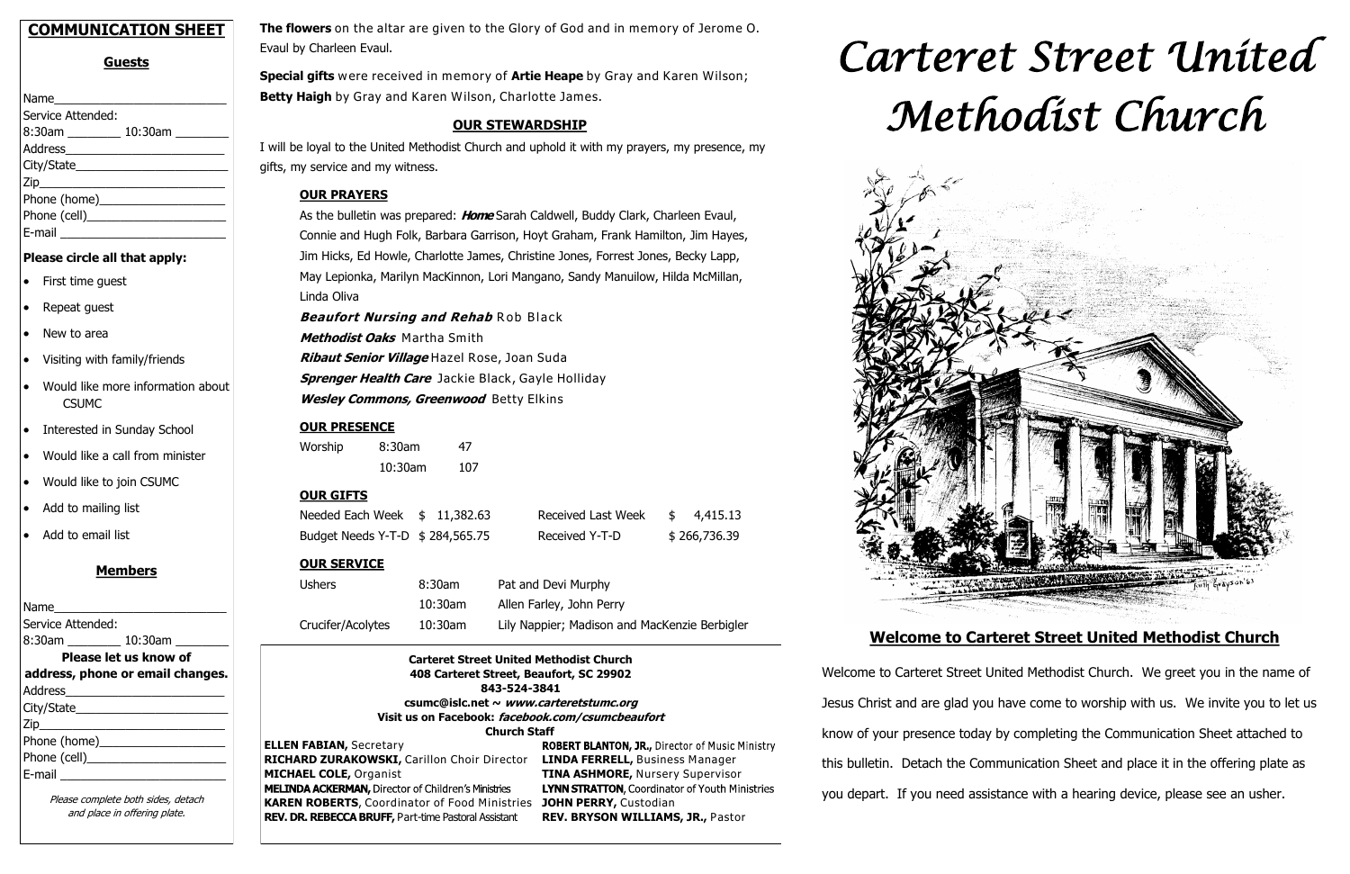## COMMUNICATION SHEET

### Guests

Name\_\_\_\_\_\_\_\_\_\_\_\_\_\_\_\_\_\_\_\_\_\_\_\_\_\_

Service Attended:

8:30am \_\_\_\_\_\_\_\_ 10:30am \_\_\_\_\_\_\_\_

Address\_\_\_\_\_\_\_\_\_\_\_\_\_\_\_\_\_\_\_\_\_\_\_\_

City/State\_\_\_\_\_\_\_\_\_\_\_\_\_\_\_\_\_\_\_\_\_\_\_

Zip\_\_\_\_\_\_\_\_\_\_\_\_\_\_\_\_\_\_\_\_\_\_\_\_\_\_\_\_

Phone (home)\_\_\_\_\_\_\_\_\_\_\_\_\_\_\_\_\_\_\_

Phone (cell)\_\_\_\_\_\_\_\_\_\_\_\_\_\_\_\_\_\_\_\_

E-mail \_\_\_\_\_\_\_\_\_\_\_\_\_\_\_\_\_\_\_\_\_\_\_\_\_

**Please circle all that apply:**

- First time guest
- Repeat guest
- New to area
- Visiting with family/friends
- Would like more information about CSUMC
- Interested in Sunday School
- Would like a call from minister
- Would like to join CSUMC
- Add to mailing list
- Add to email list

### Members

Name\_\_\_\_\_\_\_\_\_\_\_\_\_\_\_\_\_\_\_\_\_\_\_\_\_\_

Service Attended:

8:30am \_\_\_\_\_\_\_\_ 10:30am \_\_\_\_\_\_\_\_

**Please let us know of address, phone or email changes.**

Address\_\_\_\_\_\_\_\_\_\_\_\_\_\_\_\_\_\_\_\_\_\_\_\_

City/State\_\_\_\_\_\_\_\_\_\_\_\_\_\_\_\_\_\_\_\_\_\_\_

Zip\_\_\_\_\_\_\_\_\_\_\_\_\_\_\_\_\_\_\_\_\_\_\_\_\_\_\_\_

Phone (home)\_\_\_\_\_\_\_\_\_\_\_\_\_\_\_\_\_\_\_

Phone (cell)\_\_\_\_\_\_\_\_\_\_\_\_\_\_\_\_\_\_\_\_

E-mail \_\_\_\_\_\_\_\_\_\_\_\_\_\_\_\_\_\_\_\_\_\_\_\_\_

*Please complete both sides, detach and place in offering plate.*

**The flowers** on the altar are given to the Glory of God and in memory of Jerome O. Evaul by Charleen Evaul.

**Special gifts** were received in memory of **Artie Heape** by Gray and Karen Wilson; **Betty Haigh** by Gray and Karen Wilson, Charlotte James.

### OUR STEWARDSHIP

I will be loyal to the United Methodist Church and uphold it with my prayers, my presence, my gifts, my service and my witness.

**OUR PRAYERS**

As the bulletin was prepared: ***Home*** Sarah Caldwell, Buddy Clark, Charleen Evaul, Connie and Hugh Folk, Barbara Garrison, Hoyt Graham, Frank Hamilton, Jim Hayes, Jim Hicks, Ed Howle, Charlotte James, Christine Jones, Forrest Jones, Becky Lapp, May Lepionka, Marilyn MacKinnon, Lori Mangano, Sandy Manuilow, Hilda McMillan, Linda Oliva

***Beaufort Nursing and Rehab*** Rob Black

***Methodist Oaks*** Martha Smith

***Ribaut Senior Village*** Hazel Rose, Joan Suda

***Sprenger Health Care*** Jackie Black, Gayle Holliday

***Wesley Commons, Greenwood*** Betty Elkins

**OUR PRESENCE**

| | | |
|---|---|---|
| Worship | 8:30am | 47 |
| | 10:30am | 107 |

**OUR GIFTS**

| | | | |
|---|---|---|---|
| Needed Each Week | $ 11,382.63 | Received Last Week | $ 4,415.13 |
| Budget Needs Y-T-D | $ 284,565.75 | Received Y-T-D | $ 266,736.39 |

**OUR SERVICE**

| | | |
|---|---|---|
| Ushers | 8:30am | Pat and Devi Murphy |
| | 10:30am | Allen Farley, John Perry |
| Crucifer/Acolytes | 10:30am | Lily Nappier; Madison and MacKenzie Berbigler |

**Carteret Street United Methodist Church**
**408 Carteret Street, Beaufort, SC 29902**
**843-524-3841**
**csumc@islc.net ~ *www.carteretstumc.org***
**Visit us on Facebook: *facebook.com/csumcbeaufort***
**Church Staff**

**ELLEN FABIAN,** Secretary
**ROBERT BLANTON, JR.,** Director of Music Ministry
**RICHARD ZURAKOWSKI,** Carillon Choir Director
**LINDA FERRELL,** Business Manager
**MICHAEL COLE,** Organist
**TINA ASHMORE,** Nursery Supervisor
**MELINDA ACKERMAN,** Director of Children's Ministries
**LYNN STRATTON,** Coordinator of Youth Ministries
**KAREN ROBERTS**, Coordinator of Food Ministries
**JOHN PERRY,** Custodian
**REV. DR. REBECCA BRUFF,** Part-time Pastoral Assistant
**REV. BRYSON WILLIAMS, JR.,** Pastor

# *Carteret Street United Methodist Church*

## Welcome to Carteret Street United Methodist Church

Welcome to Carteret Street United Methodist Church. We greet you in the name of Jesus Christ and are glad you have come to worship with us. We invite you to let us know of your presence today by completing the Communication Sheet attached to this bulletin. Detach the Communication Sheet and place it in the offering plate as you depart. If you need assistance with a hearing device, please see an usher.